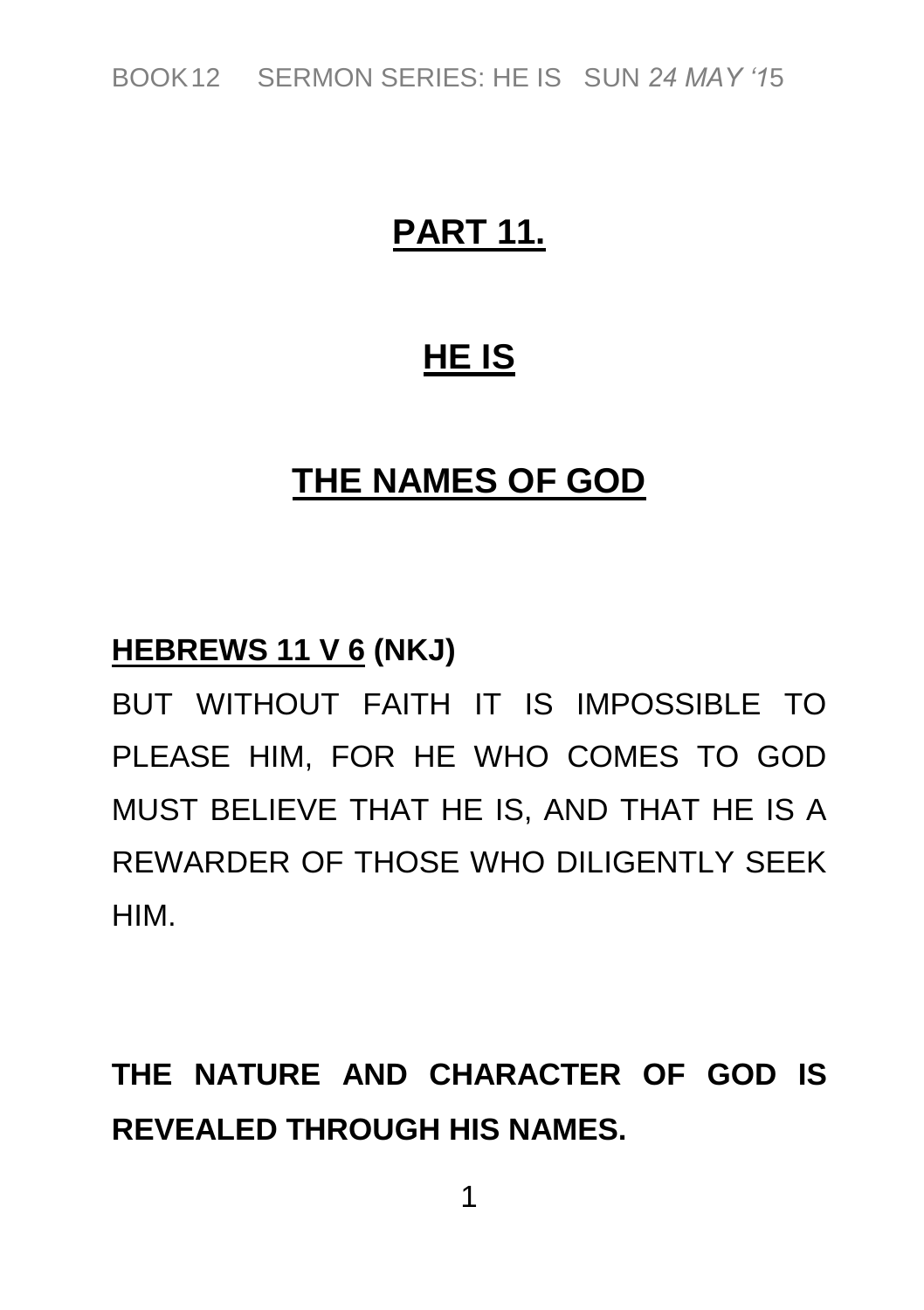# PART 11.

# HE IS

# THE NAMES OF GOD

**HEBREWS 11 V 6 (NKJ)**

BUT WITHOUT FAITH IT IS IMPOSSIBLE TO PLEASE HIM, FOR HE WHO COMES TO GOD MUST BELIEVE THAT HE IS, AND THAT HE IS A REWARDER OF THOSE WHO DILIGENTLY SEEK HIM.

**THE NATURE AND CHARACTER OF GOD IS REVEALED THROUGH HIS NAMES.**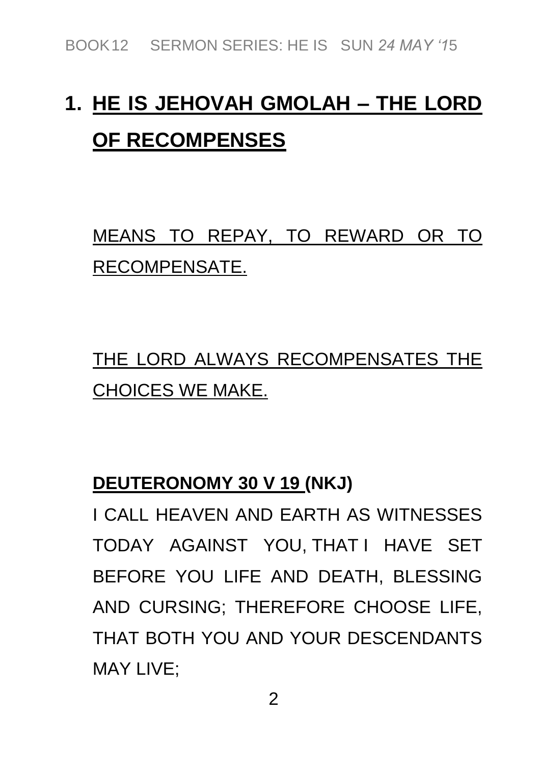# 1. HE IS JEHOVAH GMOLAH – THE LORD OF RECOMPENSES

MEANS TO REPAY, TO REWARD OR TO RECOMPENSATE.

THE LORD ALWAYS RECOMPENSATES THE CHOICES WE MAKE.

**DEUTERONOMY 30 V 19 (NKJ)**

I CALL HEAVEN AND EARTH AS WITNESSES TODAY AGAINST YOU, THAT I HAVE SET BEFORE YOU LIFE AND DEATH, BLESSING AND CURSING; THEREFORE CHOOSE LIFE, THAT BOTH YOU AND YOUR DESCENDANTS MAY LIVE;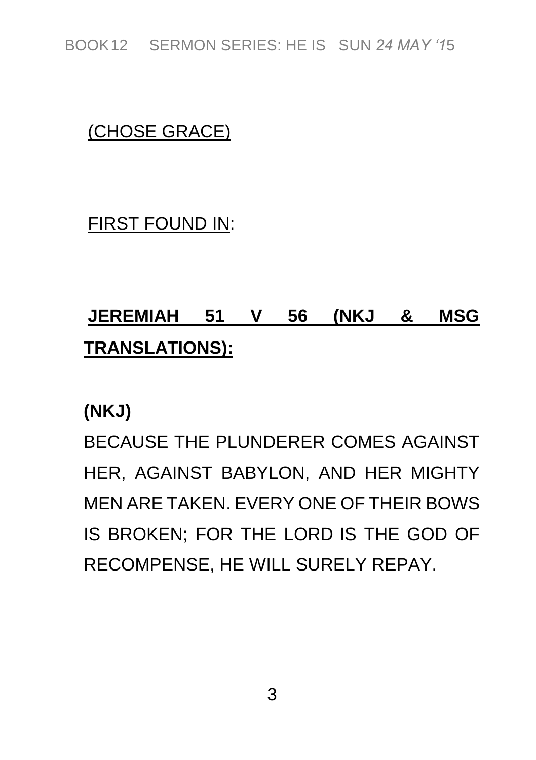(CHOSE GRACE)

FIRST FOUND IN:

**JEREMIAH 51 V 56 (NKJ & MSG TRANSLATIONS):**

**(NKJ)**

BECAUSE THE PLUNDERER COMES AGAINST HER, AGAINST BABYLON, AND HER MIGHTY MEN ARE TAKEN. EVERY ONE OF THEIR BOWS IS BROKEN; FOR THE LORD IS THE GOD OF RECOMPENSE, HE WILL SURELY REPAY.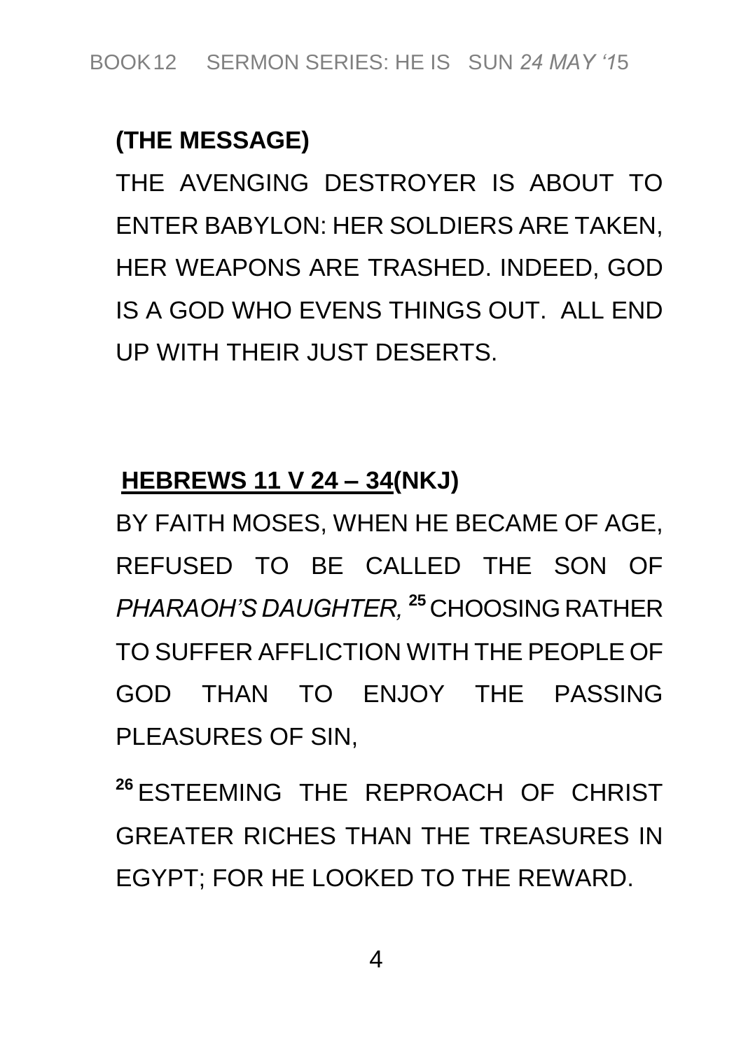**(THE MESSAGE)**

THE AVENGING DESTROYER IS ABOUT TO ENTER BABYLON: HER SOLDIERS ARE TAKEN, HER WEAPONS ARE TRASHED. INDEED, GOD IS A GOD WHO EVENS THINGS OUT. ALL END UP WITH THEIR JUST DESERTS.

**<u>HEBREWS 11 V 24 – 34</u>(NKJ)**

BY FAITH MOSES, WHEN HE BECAME OF AGE, REFUSED TO BE CALLED THE SON OF *PHARAOH'S DAUGHTER,* **[25]** CHOOSING RATHER TO SUFFER AFFLICTION WITH THE PEOPLE OF GOD THAN TO ENJOY THE PASSING PLEASURES OF SIN,

**[26]** ESTEEMING THE REPROACH OF CHRIST GREATER RICHES THAN THE TREASURES IN EGYPT; FOR HE LOOKED TO THE REWARD.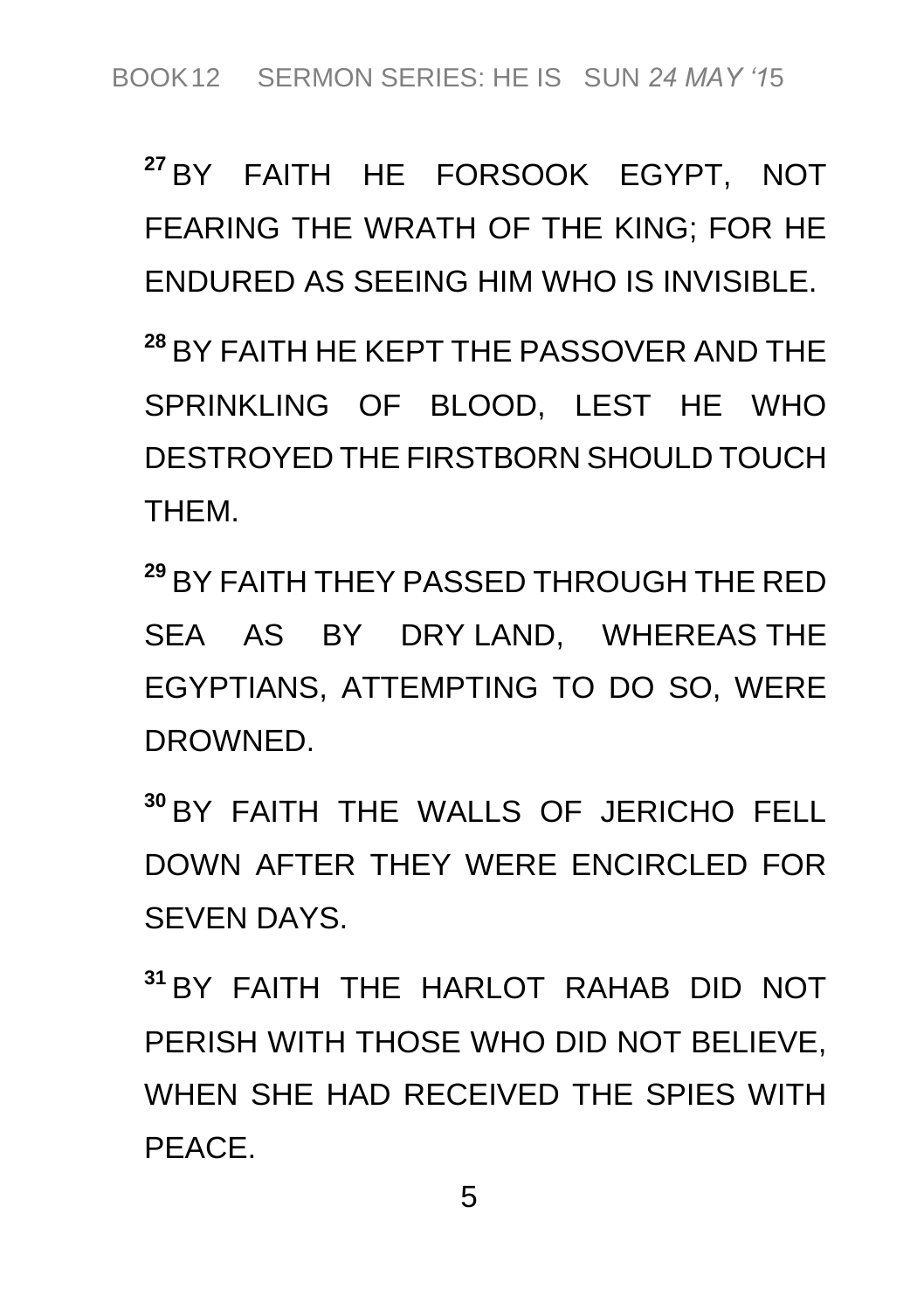[27] BY FAITH HE FORSOOK EGYPT, NOT FEARING THE WRATH OF THE KING; FOR HE ENDURED AS SEEING HIM WHO IS INVISIBLE.

[28] BY FAITH HE KEPT THE PASSOVER AND THE SPRINKLING OF BLOOD, LEST HE WHO DESTROYED THE FIRSTBORN SHOULD TOUCH THEM.

[29] BY FAITH THEY PASSED THROUGH THE RED SEA AS BY DRY LAND, WHEREAS THE EGYPTIANS, ATTEMPTING TO DO SO, WERE DROWNED.

[30] BY FAITH THE WALLS OF JERICHO FELL DOWN AFTER THEY WERE ENCIRCLED FOR SEVEN DAYS.

[31] BY FAITH THE HARLOT RAHAB DID NOT PERISH WITH THOSE WHO DID NOT BELIEVE, WHEN SHE HAD RECEIVED THE SPIES WITH PEACE.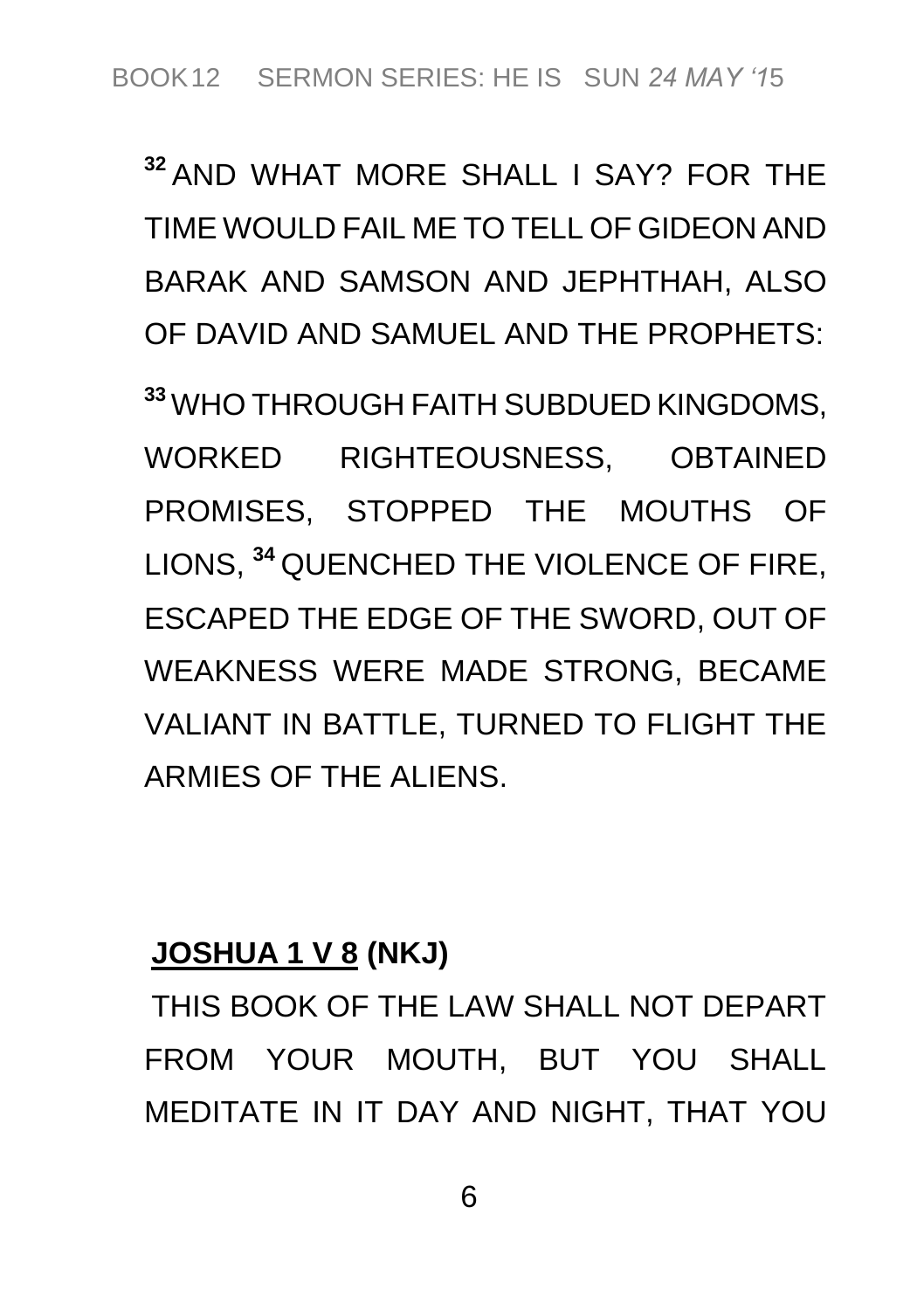[32] AND WHAT MORE SHALL I SAY? FOR THE TIME WOULD FAIL ME TO TELL OF GIDEON AND BARAK AND SAMSON AND JEPHTHAH, ALSO OF DAVID AND SAMUEL AND THE PROPHETS:

[33] WHO THROUGH FAITH SUBDUED KINGDOMS, WORKED RIGHTEOUSNESS, OBTAINED PROMISES, STOPPED THE MOUTHS OF LIONS, [34] QUENCHED THE VIOLENCE OF FIRE, ESCAPED THE EDGE OF THE SWORD, OUT OF WEAKNESS WERE MADE STRONG, BECAME VALIANT IN BATTLE, TURNED TO FLIGHT THE ARMIES OF THE ALIENS.

**<u>JOSHUA 1 V 8</u> (NKJ)**

THIS BOOK OF THE LAW SHALL NOT DEPART FROM YOUR MOUTH, BUT YOU SHALL MEDITATE IN IT DAY AND NIGHT, THAT YOU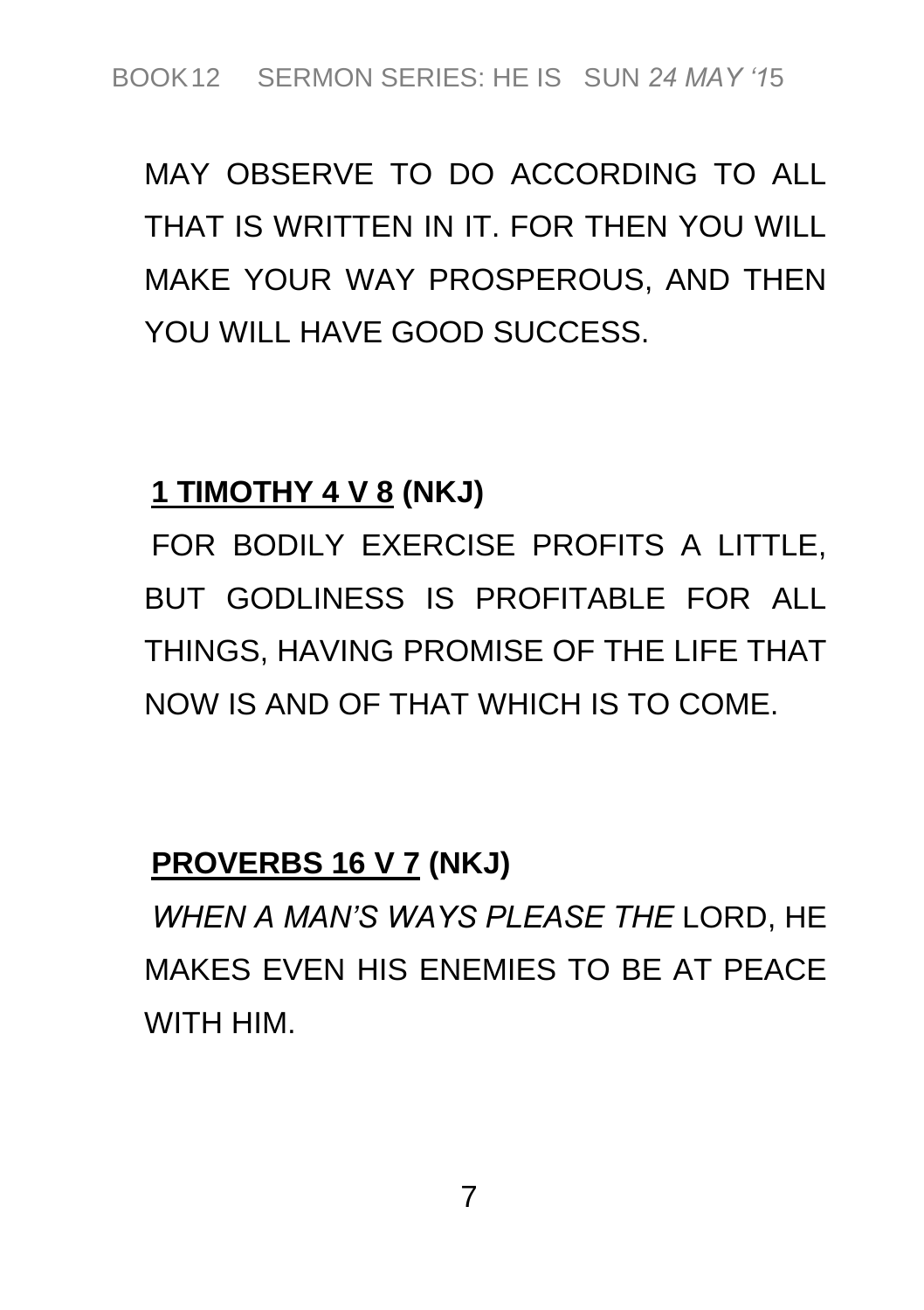MAY OBSERVE TO DO ACCORDING TO ALL THAT IS WRITTEN IN IT. FOR THEN YOU WILL MAKE YOUR WAY PROSPEROUS, AND THEN YOU WILL HAVE GOOD SUCCESS.

**<u>1 TIMOTHY 4 V 8</u> (NKJ)**

FOR BODILY EXERCISE PROFITS A LITTLE, BUT GODLINESS IS PROFITABLE FOR ALL THINGS, HAVING PROMISE OF THE LIFE THAT NOW IS AND OF THAT WHICH IS TO COME.

**<u>PROVERBS 16 V 7</u> (NKJ)**

*WHEN A MAN'S WAYS PLEASE THE* LORD, HE MAKES EVEN HIS ENEMIES TO BE AT PEACE WITH HIM.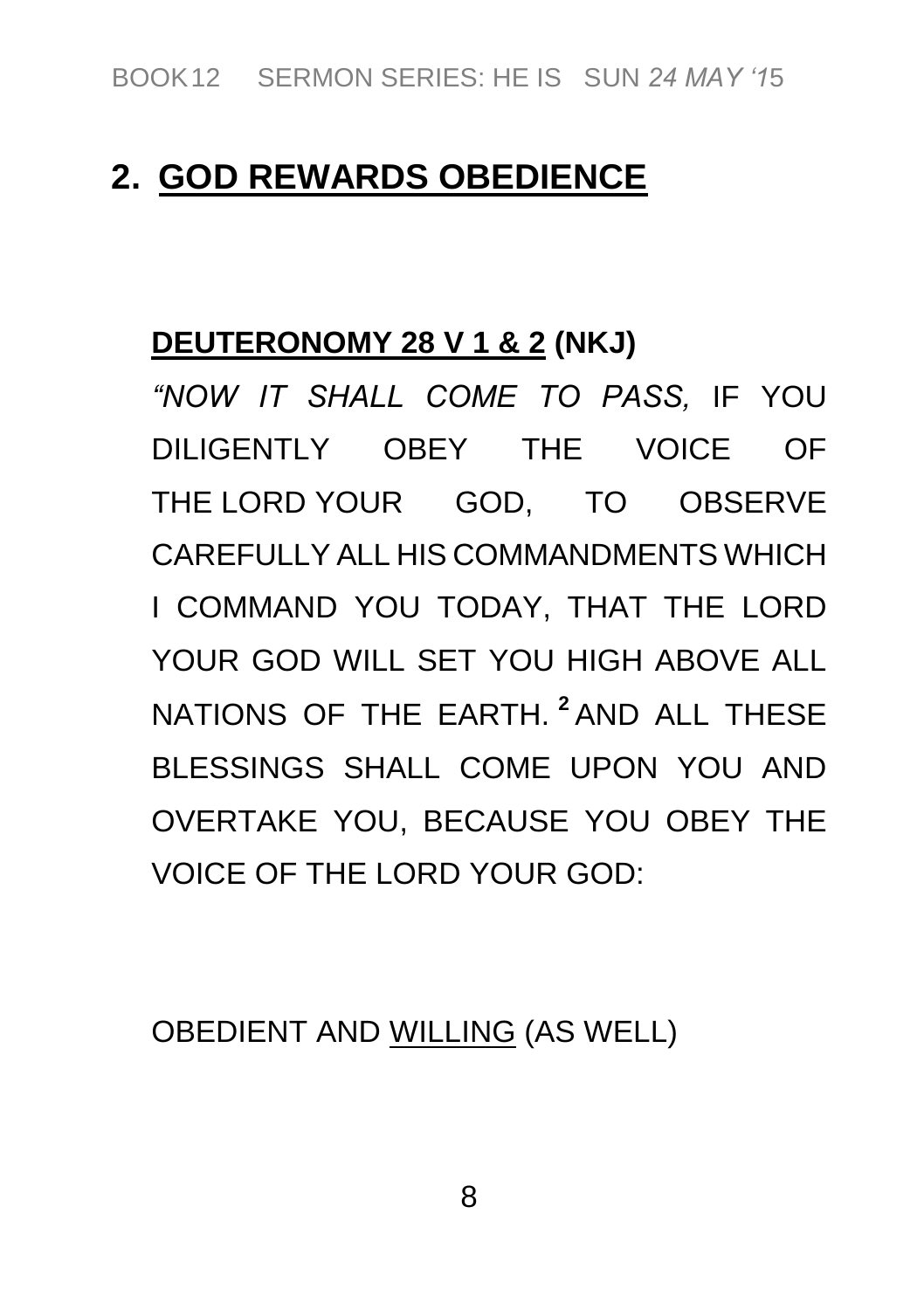## 2. <u>GOD REWARDS OBEDIENCE</u>

**<u>DEUTERONOMY 28 V 1 & 2</u> (NKJ)**

*"NOW IT SHALL COME TO PASS,* IF YOU DILIGENTLY OBEY THE VOICE OF THE LORD YOUR GOD, TO OBSERVE CAREFULLY ALL HIS COMMANDMENTS WHICH I COMMAND YOU TODAY, THAT THE LORD YOUR GOD WILL SET YOU HIGH ABOVE ALL NATIONS OF THE EARTH. [2] AND ALL THESE BLESSINGS SHALL COME UPON YOU AND OVERTAKE YOU, BECAUSE YOU OBEY THE VOICE OF THE LORD YOUR GOD:

OBEDIENT AND <u>WILLING</u> (AS WELL)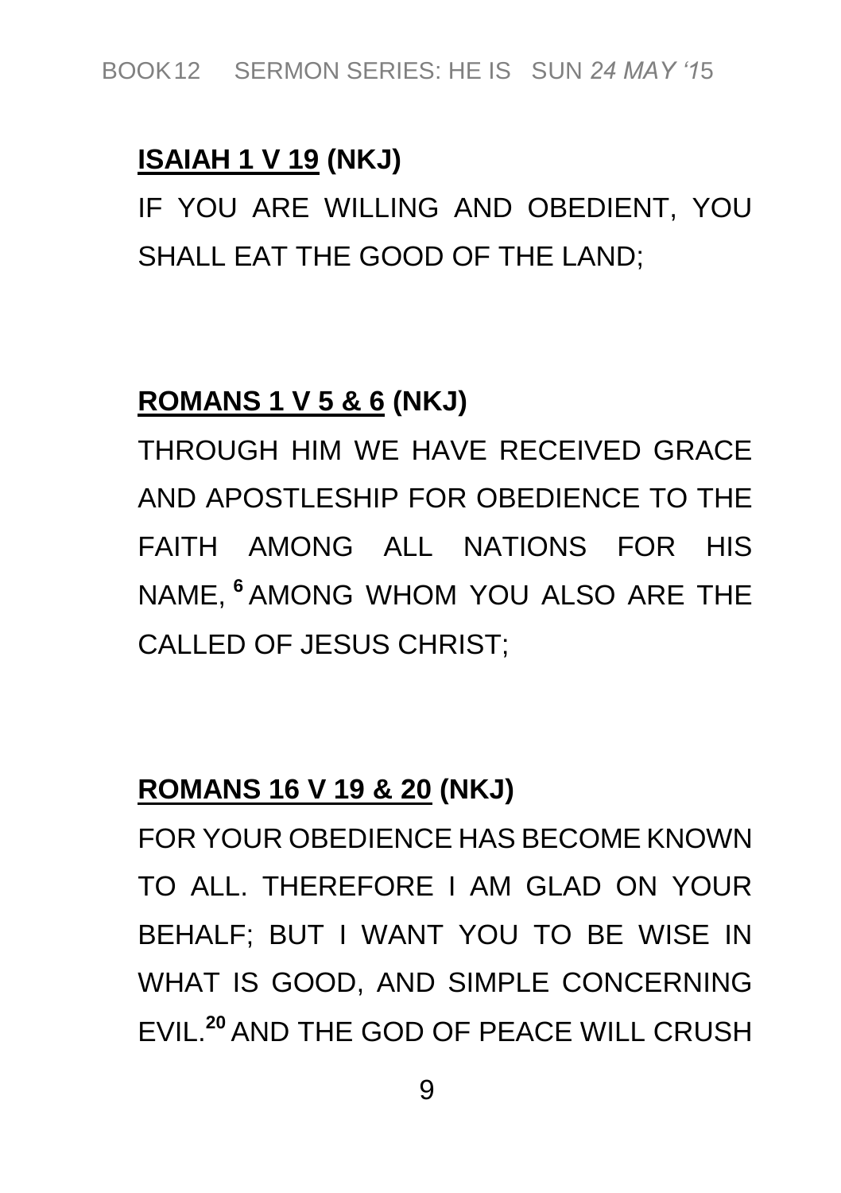**ISAIAH 1 V 19 (NKJ)**

IF YOU ARE WILLING AND OBEDIENT, YOU SHALL EAT THE GOOD OF THE LAND;

**ROMANS 1 V 5 & 6 (NKJ)**

THROUGH HIM WE HAVE RECEIVED GRACE AND APOSTLESHIP FOR OBEDIENCE TO THE FAITH AMONG ALL NATIONS FOR HIS NAME, [6] AMONG WHOM YOU ALSO ARE THE CALLED OF JESUS CHRIST;

**ROMANS 16 V 19 & 20 (NKJ)**

FOR YOUR OBEDIENCE HAS BECOME KNOWN TO ALL. THEREFORE I AM GLAD ON YOUR BEHALF; BUT I WANT YOU TO BE WISE IN WHAT IS GOOD, AND SIMPLE CONCERNING EVIL.[20] AND THE GOD OF PEACE WILL CRUSH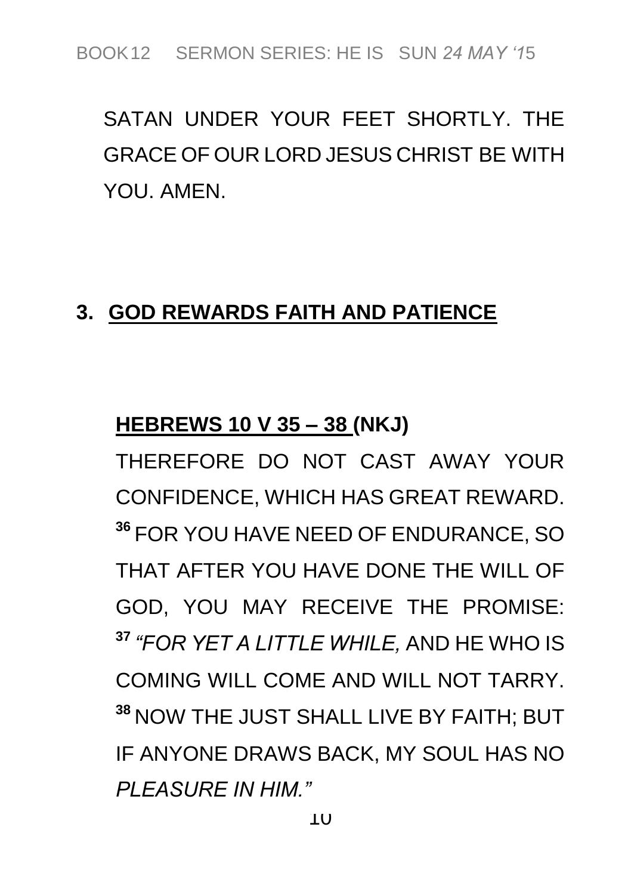SATAN UNDER YOUR FEET SHORTLY. THE GRACE OF OUR LORD JESUS CHRIST BE WITH YOU. AMEN.

## 3. GOD REWARDS FAITH AND PATIENCE

**HEBREWS 10 V 35 – 38 (NKJ)**

THEREFORE DO NOT CAST AWAY YOUR CONFIDENCE, WHICH HAS GREAT REWARD. [36] FOR YOU HAVE NEED OF ENDURANCE, SO THAT AFTER YOU HAVE DONE THE WILL OF GOD, YOU MAY RECEIVE THE PROMISE: [37] *"FOR YET A LITTLE WHILE,* AND HE WHO IS COMING WILL COME AND WILL NOT TARRY. [38] NOW THE JUST SHALL LIVE BY FAITH; BUT IF ANYONE DRAWS BACK, MY SOUL HAS NO *PLEASURE IN HIM."*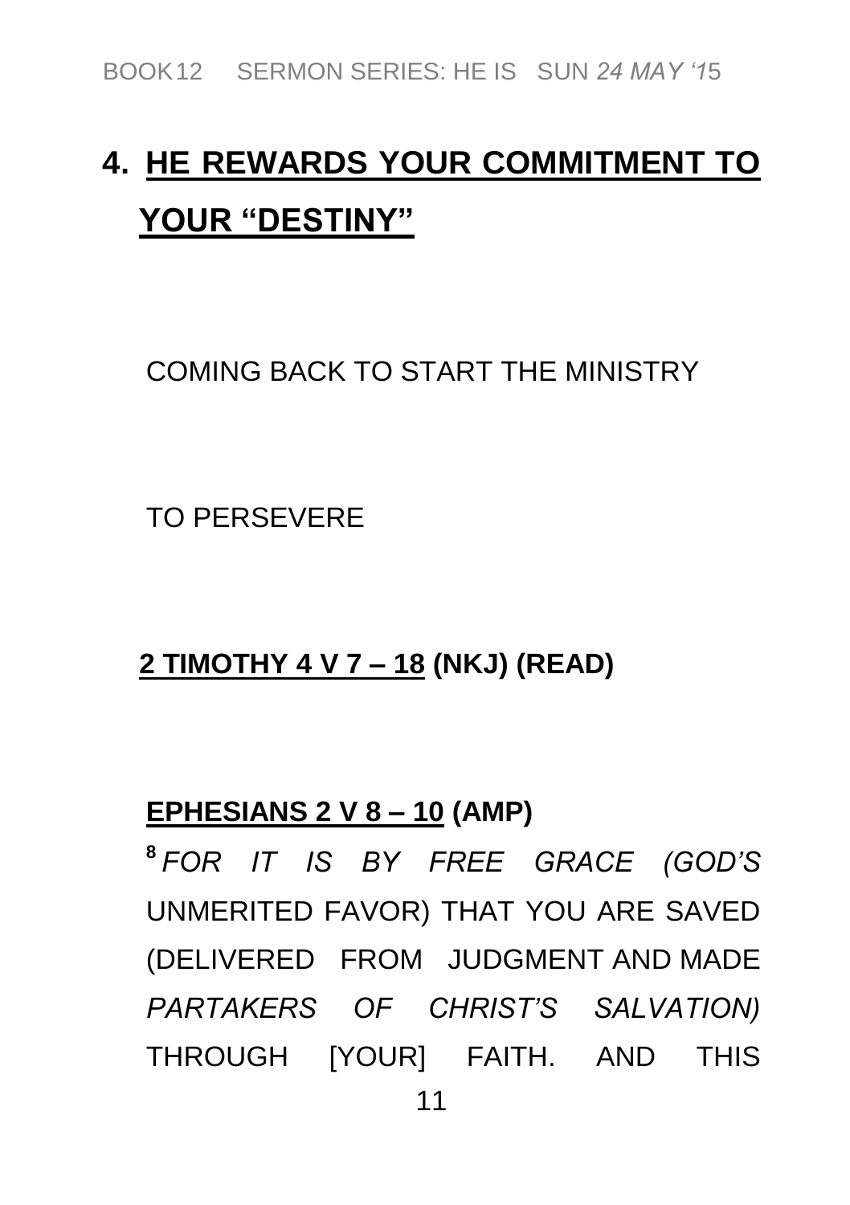## 4. <u>HE REWARDS YOUR COMMITMENT TO YOUR "DESTINY"</u>

COMING BACK TO START THE MINISTRY

TO PERSEVERE

**<u>2 TIMOTHY 4 V 7 – 18</u> (NKJ) (READ)**

**<u>EPHESIANS 2 V 8 – 10</u> (AMP)**

[8] *FOR IT IS BY FREE GRACE (GOD'S* UNMERITED FAVOR) THAT YOU ARE SAVED (DELIVERED FROM JUDGMENT AND MADE *PARTAKERS OF CHRIST'S SALVATION)* THROUGH [YOUR] FAITH. AND THIS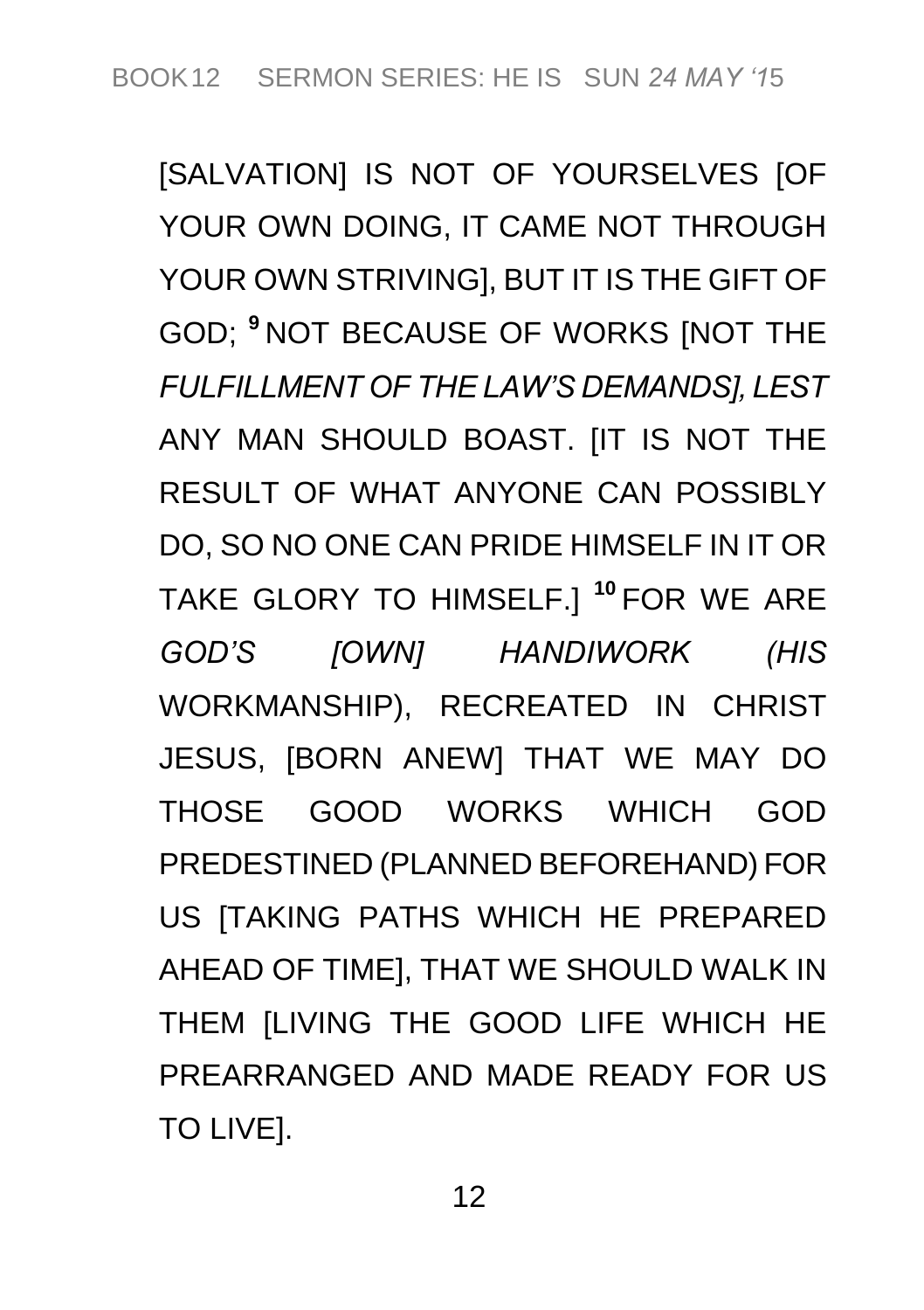[SALVATION] IS NOT OF YOURSELVES [OF YOUR OWN DOING, IT CAME NOT THROUGH YOUR OWN STRIVING], BUT IT IS THE GIFT OF GOD; [9] NOT BECAUSE OF WORKS [NOT THE *FULFILLMENT OF THE LAW'S DEMANDS], LEST* ANY MAN SHOULD BOAST. [IT IS NOT THE RESULT OF WHAT ANYONE CAN POSSIBLY DO, SO NO ONE CAN PRIDE HIMSELF IN IT OR TAKE GLORY TO HIMSELF.] [10] FOR WE ARE *GOD'S [OWN] HANDIWORK (HIS* WORKMANSHIP), RECREATED IN CHRIST JESUS, [BORN ANEW] THAT WE MAY DO THOSE GOOD WORKS WHICH GOD PREDESTINED (PLANNED BEFOREHAND) FOR US [TAKING PATHS WHICH HE PREPARED AHEAD OF TIME], THAT WE SHOULD WALK IN THEM [LIVING THE GOOD LIFE WHICH HE PREARRANGED AND MADE READY FOR US TO LIVE].